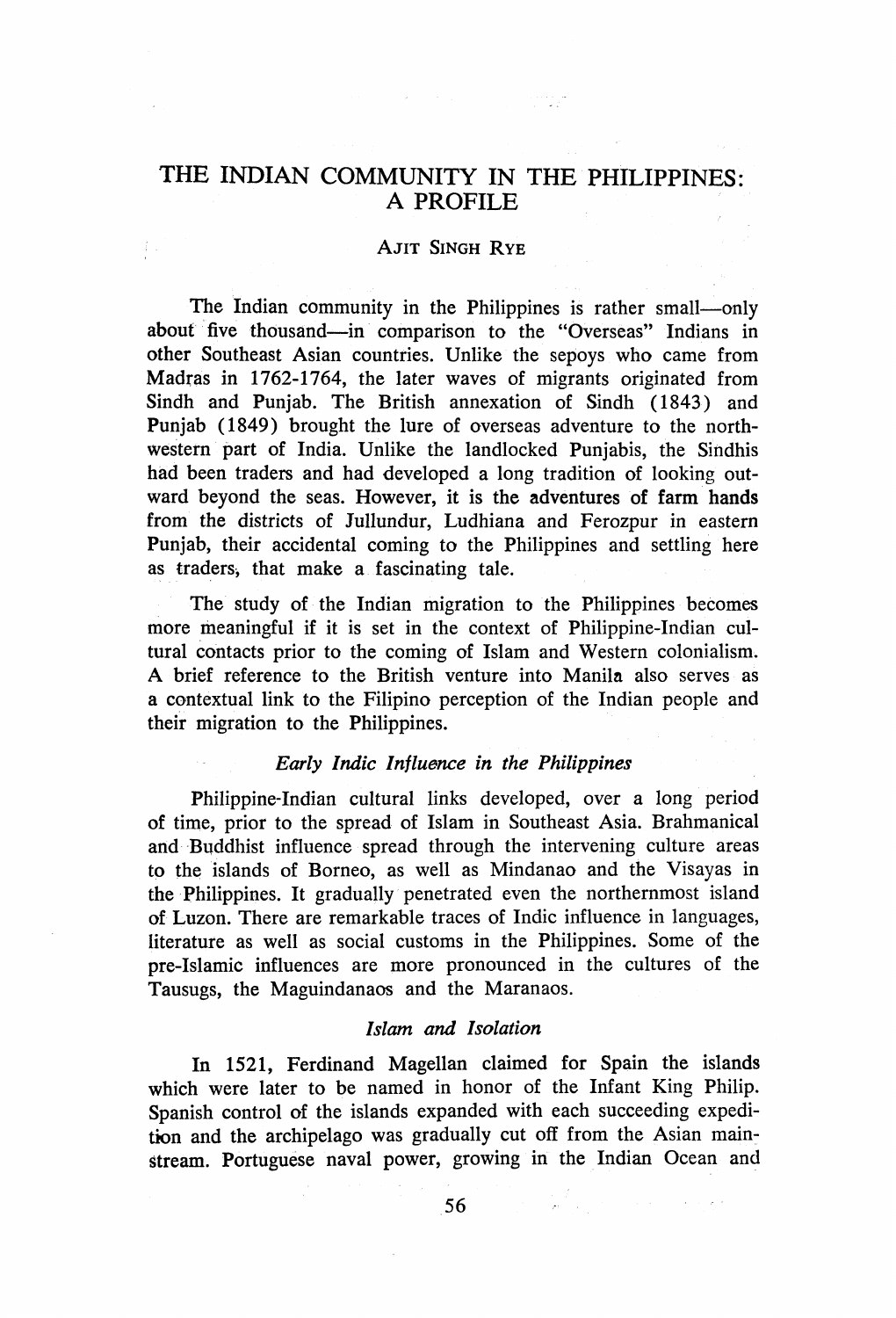# THE INDIAN COMMUNITY IN THE PHILIPPINES: A PROFILE

AJIT SINGH RYE

The Indian community in the Philippines is rather small—only about five thousand—in comparison to the "Overseas" Indians in other Southeast Asian countries. Unlike the sepoys who came from Madras in 1762-1764, the later waves of migrants originated from Sindh and Punjab. The British annexation of Sindh (1843) and Punjab (1849) brought the lure of overseas adventure to the north-western part of India. Unlike the landlocked Punjabis, the Sindhis had been traders and had developed a long tradition of looking outward beyond the seas. However, it is the adventures of farm hands from the districts of Jullundur, Ludhiana and Ferozpur in eastern Punjab, their accidental coming to the Philippines and settling here as traders, that make a fascinating tale.

The study of the Indian migration to the Philippines becomes more meaningful if it is set in the context of Philippine-Indian cultural contacts prior to the coming of Islam and Western colonialism. A brief reference to the British venture into Manila also serves as a contextual link to the Filipino perception of the Indian people and their migration to the Philippines.

### *Early Indic Influence in the Philippines*

Philippine-Indian cultural links developed, over a long period of time, prior to the spread of Islam in Southeast Asia. Brahmanical and Buddhist influence spread through the intervening culture areas to the islands of Borneo, as well as Mindanao and the Visayas in the Philippines. It gradually penetrated even the northernmost island of Luzon. There are remarkable traces of Indic influence in languages, literature as well as social customs in the Philippines. Some of the pre-Islamic influences are more pronounced in the cultures of the Tausugs, the Maguindanaos and the Maranaos.

### *Islam and Isolation*

In 1521, Ferdinand Magellan claimed for Spain the islands which were later to be named in honor of the Infant King Philip. Spanish control of the islands expanded with each succeeding expedition and the archipelago was gradually cut off from the Asian mainstream. Portuguese naval power, growing in the Indian Ocean and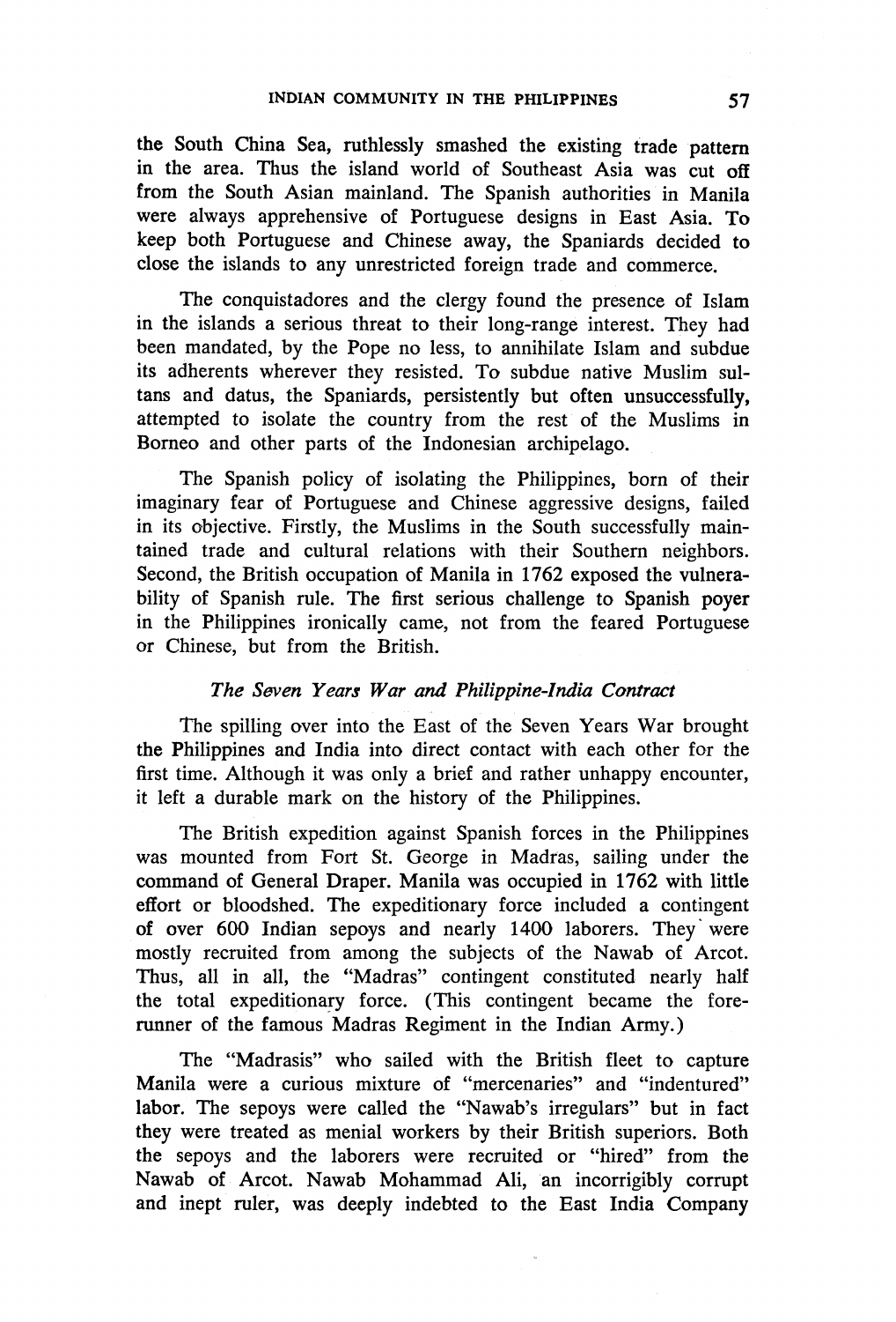the South China Sea, ruthlessly smashed the existing trade pattern in the area. Thus the island world of Southeast Asia was cut off from the South Asian mainland. The Spanish authorities in Manila were always apprehensive of Portuguese designs in East Asia. To keep both Portuguese and Chinese away, the Spaniards decided to close the islands to any unrestricted foreign trade and commerce.

The conquistadores and the clergy found the presence of Islam in the islands a serious threat to their long-range interest. They had been mandated, by the Pope no less, to annihilate Islam and subdue its adherents wherever they resisted. To subdue native Muslim sultans and datus, the Spaniards, persistently but often unsuccessfully, attempted to isolate the country from the rest of the Muslims in Borneo and other parts of the Indonesian archipelago.

The Spanish policy of isolating the Philippines, born of their imaginary fear of Portuguese and Chinese aggressive designs, failed in its objective. Firstly, the Muslims in the South successfully maintained trade and cultural relations with their Southern neighbors. Second, the British occupation of Manila in 1762 exposed the vulnerability of Spanish rule. The first serious challenge to Spanish poyer in the Philippines ironically came, not from the feared Portuguese or Chinese, but from the British.

### *The Seven Years War and Philippine-India Contract*

The spilling over into the East of the Seven Years War brought the Philippines and India into direct contact with each other for the first time. Although it was only a brief and rather unhappy encounter, it left a durable mark on the history of the Philippines.

The British expedition against Spanish forces in the Philippines was mounted from Fort St. George in Madras, sailing under the command of General Draper. Manila was occupied in 1762 with little effort or bloodshed. The expeditionary force included a contingent of over 600 Indian sepoys and nearly 1400 laborers. They were mostly recruited from among the subjects of the Nawab of Arcot. Thus, all in all, the "Madras" contingent constituted nearly half the total expeditionary force. (This contingent became the forerunner of the famous Madras Regiment in the Indian Army.)

The "Madrasis" who sailed with the British fleet to capture Manila were a curious mixture of "mercenaries" and "indentured" labor. The sepoys were called the "Nawab's irregulars" but in fact they were treated as menial workers by their British superiors. Both the sepoys and the laborers were recruited or "hired" from the Nawab of Arcot. Nawab Mohammad Ali, an incorrigibly corrupt and inept ruler, was deeply indebted to the East India Company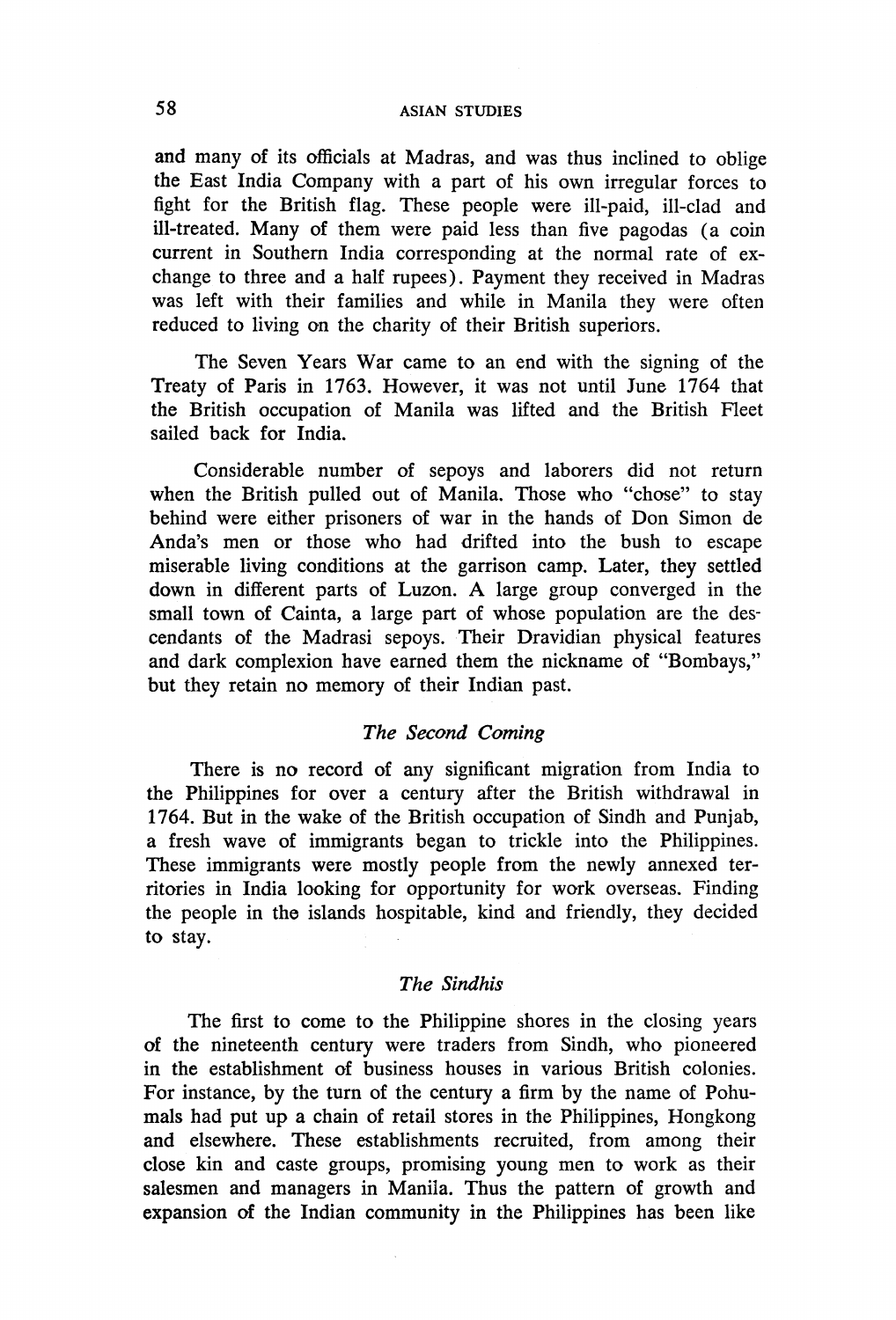and many of its officials at Madras, and was thus inclined to oblige the East India Company with a part of his own irregular forces to fight for the British flag. These people were ill-paid, ill-clad and ill-treated. Many of them were paid less than five pagodas (a coin current in Southern India corresponding at the normal rate of exchange to three and a half rupees). Payment they received in Madras was left with their families and while in Manila they were often reduced to living on the charity of their British superiors.

The Seven Years War came to an end with the signing of the Treaty of Paris in 1763. However, it was not until June 1764 that the British occupation of Manila was lifted and the British Fleet sailed back for India.

Considerable number of sepoys and laborers did not return when the British pulled out of Manila. Those who "chose" to stay behind were either prisoners of war in the hands of Don Simon de Anda's men or those who had drifted into the bush to escape miserable living conditions at the garrison camp. Later, they settled down in different parts of Luzon. A large group converged in the small town of Cainta, a large part of whose population are the descendants of the Madrasi sepoys. Their Dravidian physical features and dark complexion have earned them the nickname of "Bombays," but they retain no memory of their Indian past.

### *The Second Coming*

There is no record of any significant migration from India to the Philippines for over a century after the British withdrawal in 1764. But in the wake of the British occupation of Sindh and Punjab, a fresh wave of immigrants began to trickle into the Philippines. These immigrants were mostly people from the newly annexed territories in India looking for opportunity for work overseas. Finding the people in the islands hospitable, kind and friendly, they decided to stay.

### *The Sindhis*

The first to come to the Philippine shores in the closing years of the nineteenth century were traders from Sindh, who pioneered in the establishment of business houses in various British colonies. For instance, by the turn of the century a firm by the name of Pohumals had put up a chain of retail stores in the Philippines, Hongkong and elsewhere. These establishments recruited, from among their close kin and caste groups, promising young men to work as their salesmen and managers in Manila. Thus the pattern of growth and expansion of the Indian community in the Philippines has been like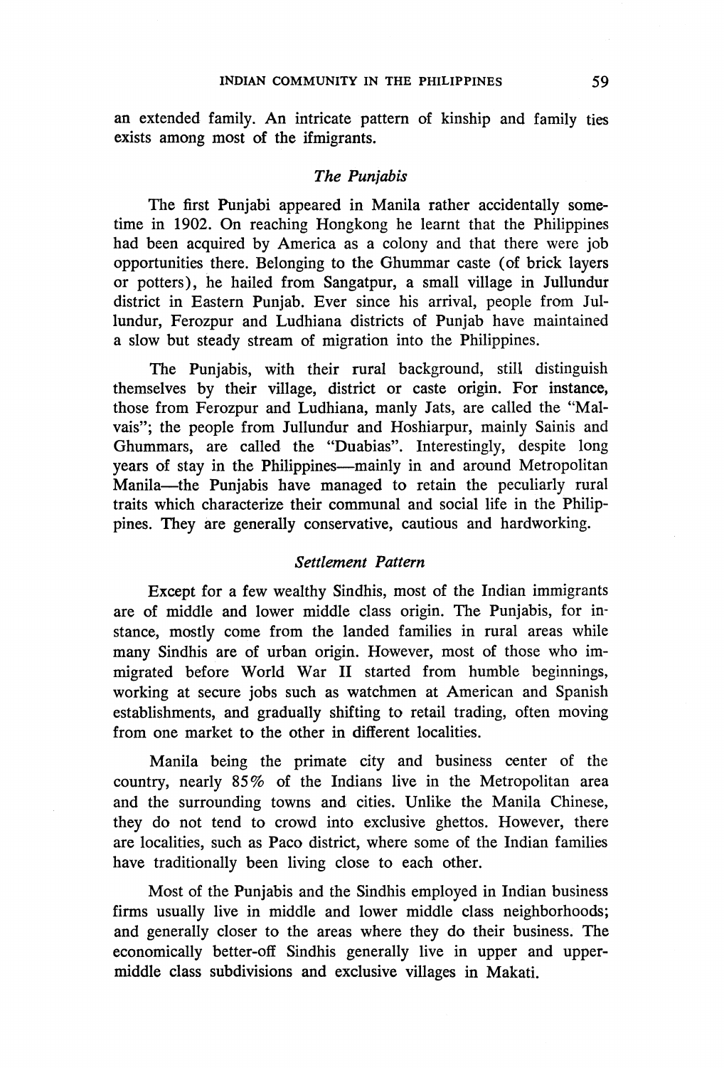an extended family. An intricate pattern of kinship and family ties exists among most of the ifmigrants.

### *The Punjabis*

The first Punjabi appeared in Manila rather accidentally sometime in 1902. On reaching Hongkong he learnt that the Philippines had been acquired by America as a colony and that there were job opportunities there. Belonging to the Ghummar caste (of brick layers or potters), he hailed from Sangatpur, a small village in Jullundur district in Eastern Punjab. Ever since his arrival, people from Jullundur, Ferozpur and Ludhiana districts of Punjab have maintained a slow but steady stream of migration into the Philippines.

The Punjabis, with their rural background, still distinguish themselves by their village, district or caste origin. For instance, those from Ferozpur and Ludhiana, manly Jats, are called the "Malvais"; the people from Jullundur and Hoshiarpur, mainly Sainis and Ghummars, are called the "Duabias". Interestingly, despite long years of stay in the Philippines—mainly in and around Metropolitan Manila—the Punjabis have managed to retain the peculiarly rural traits which characterize their communal and social life in the Philippines. They are generally conservative, cautious and hardworking.

### *Settlement Pattern*

Except for a few wealthy Sindhis, most of the Indian immigrants are of middle and lower middle class origin. The Punjabis, for instance, mostly come from the landed families in rural areas while many Sindhis are of urban origin. However, most of those who immigrated before World War II started from humble beginnings, working at secure jobs such as watchmen at American and Spanish establishments, and gradually shifting to retail trading, often moving from one market to the other in different localities.

Manila being the primate city and business center of the country, nearly 85% of the Indians live in the Metropolitan area and the surrounding towns and cities. Unlike the Manila Chinese, they do not tend to crowd into exclusive ghettos. However, there are localities, such as Paco district, where some of the Indian families have traditionally been living close to each other.

Most of the Punjabis and the Sindhis employed in Indian business firms usually live in middle and lower middle class neighborhoods; and generally closer to the areas where they do their business. The economically better-off Sindhis generally live in upper and upper-middle class subdivisions and exclusive villages in Makati.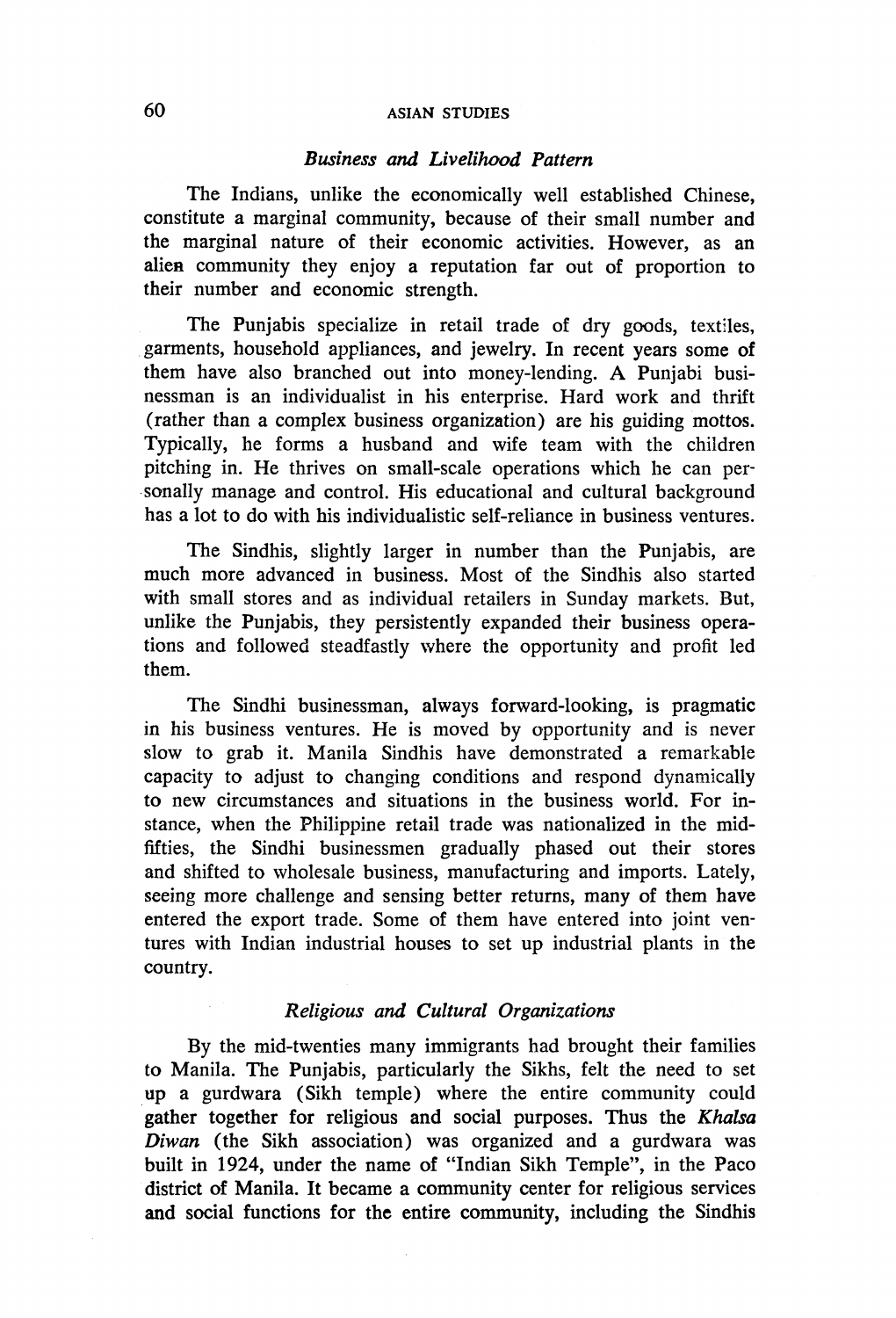### *Business and Livelihood Pattern*

The Indians, unlike the economically well established Chinese, constitute a marginal community, because of their small number and the marginal nature of their economic activities. However, as an alien community they enjoy a reputation far out of proportion to their number and economic strength.

The Punjabis specialize in retail trade of dry goods, textiles, garments, household appliances, and jewelry. In recent years some of them have also branched out into money-lending. A Punjabi businessman is an individualist in his enterprise. Hard work and thrift (rather than a complex business organization) are his guiding mottos. Typically, he forms a husband and wife team with the children pitching in. He thrives on small-scale operations which he can personally manage and control. His educational and cultural background has a lot to do with his individualistic self-reliance in business ventures.

The Sindhis, slightly larger in number than the Punjabis, are much more advanced in business. Most of the Sindhis also started with small stores and as individual retailers in Sunday markets. But, unlike the Punjabis, they persistently expanded their business operations and followed steadfastly where the opportunity and profit led them.

The Sindhi businessman, always forward-looking, is pragmatic in his business ventures. He is moved by opportunity and is never slow to grab it. Manila Sindhis have demonstrated a remarkable capacity to adjust to changing conditions and respond dynamically to new circumstances and situations in the business world. For instance, when the Philippine retail trade was nationalized in the mid-fifties, the Sindhi businessmen gradually phased out their stores and shifted to wholesale business, manufacturing and imports. Lately, seeing more challenge and sensing better returns, many of them have entered the export trade. Some of them have entered into joint ventures with Indian industrial houses to set up industrial plants in the country.

### *Religious and Cultural Organizations*

By the mid-twenties many immigrants had brought their families to Manila. The Punjabis, particularly the Sikhs, felt the need to set up a gurdwara (Sikh temple) where the entire community could gather together for religious and social purposes. Thus the *Khalsa Diwan* (the Sikh association) was organized and a gurdwara was built in 1924, under the name of "Indian Sikh Temple", in the Paco district of Manila. It became a community center for religious services and social functions for the entire community, including the Sindhis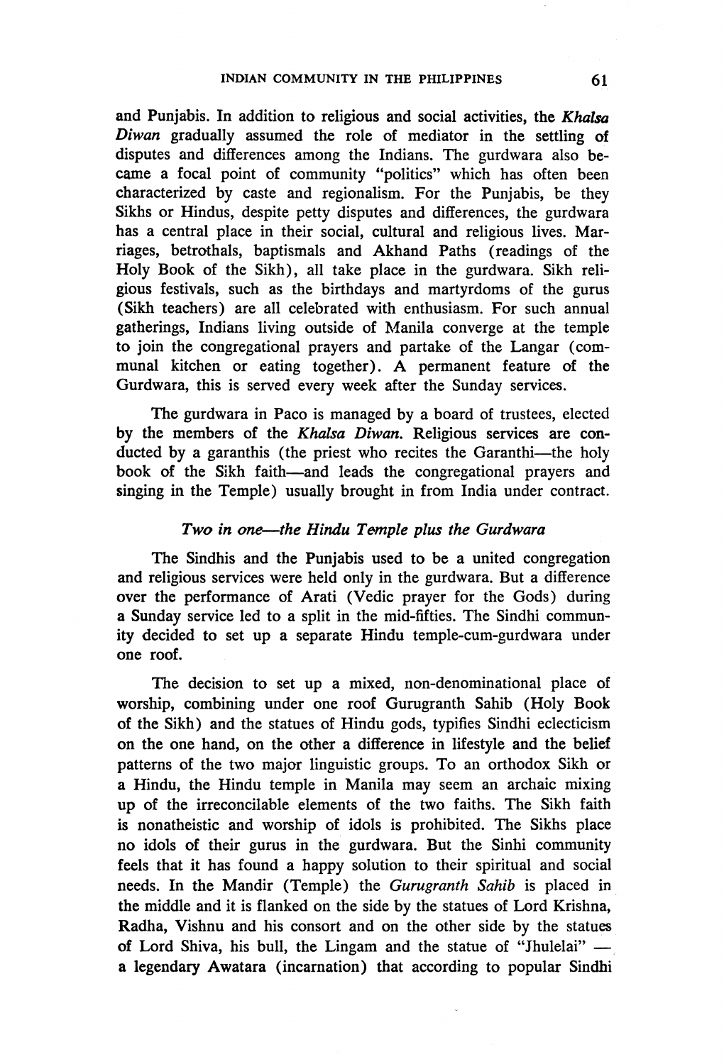and Punjabis. In addition to religious and social activities, the *Khalsa Diwan* gradually assumed the role of mediator in the settling of disputes and differences among the Indians. The gurdwara also became a focal point of community "politics" which has often been characterized by caste and regionalism. For the Punjabis, be they Sikhs or Hindus, despite petty disputes and differences, the gurdwara has a central place in their social, cultural and religious lives. Marriages, betrothals, baptismals and Akhand Paths (readings of the Holy Book of the Sikh), all take place in the gurdwara. Sikh religious festivals, such as the birthdays and martyrdoms of the gurus (Sikh teachers) are all celebrated with enthusiasm. For such annual gatherings, Indians living outside of Manila converge at the temple to join the congregational prayers and partake of the Langar (communal kitchen or eating together). A permanent feature of the Gurdwara, this is served every week after the Sunday services.

The gurdwara in Paco is managed by a board of trustees, elected by the members of the *Khalsa Diwan.* Religious services are conducted by a garanthis (the priest who recites the Garanthi—the holy book of the Sikh faith—and leads the congregational prayers and singing in the Temple) usually brought in from India under contract.

### *Two in one—the Hindu Temple plus the Gurdwara*

The Sindhis and the Punjabis used to be a united congregation and religious services were held only in the gurdwara. But a difference over the performance of Arati (Vedic prayer for the Gods) during a Sunday service led to a split in the mid-fifties. The Sindhi community decided to set up a separate Hindu temple-cum-gurdwara under one roof.

The decision to set up a mixed, non-denominational place of worship, combining under one roof Gurugranth Sahib (Holy Book of the Sikh) and the statues of Hindu gods, typifies Sindhi eclecticism on the one hand, on the other a difference in lifestyle and the belief patterns of the two major linguistic groups. To an orthodox Sikh or a Hindu, the Hindu temple in Manila may seem an archaic mixing up of the irreconcilable elements of the two faiths. The Sikh faith is nonatheistic and worship of idols is prohibited. The Sikhs place no idols of their gurus in the gurdwara. But the Sinhi community feels that it has found a happy solution to their spiritual and social needs. In the Mandir (Temple) the *Gurugranth Sahib* is placed in the middle and it is flanked on the side by the statues of Lord Krishna, Radha, Vishnu and his consort and on the other side by the statues of Lord Shiva, his bull, the Lingam and the statue of "Jhulelai" — a legendary Awatara (incarnation) that according to popular Sindhi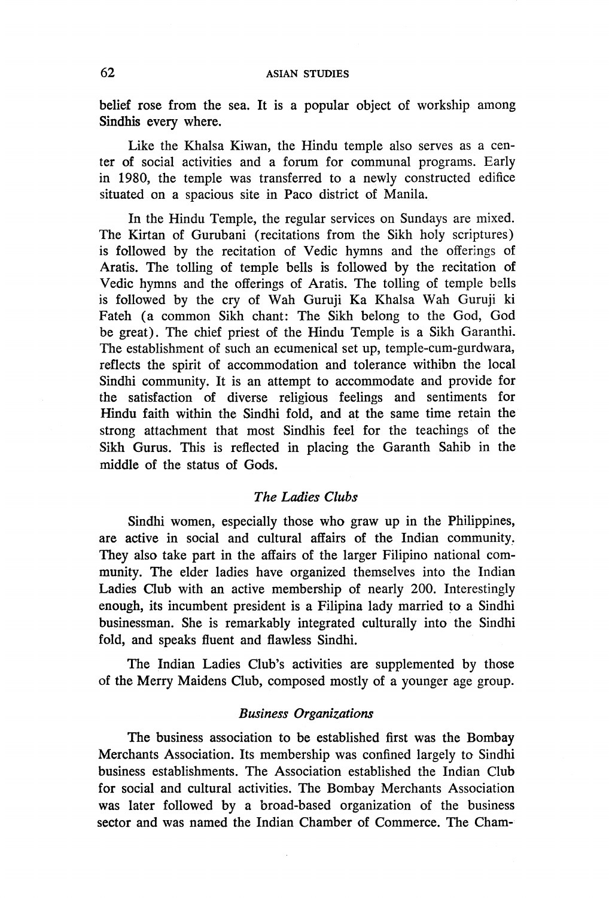belief rose from the sea. It is a popular object of workship among Sindhis every where.

Like the Khalsa Kiwan, the Hindu temple also serves as a center of social activities and a forum for communal programs. Early in 1980, the temple was transferred to a newly constructed edifice situated on a spacious site in Paco district of Manila.

In the Hindu Temple, the regular services on Sundays are mixed. The Kirtan of Gurubani (recitations from the Sikh holy scriptures) is followed by the recitation of Vedic hymns and the offerings of Aratis. The tolling of temple bells is followed by the recitation of Vedic hymns and the offerings of Aratis. The tolling of temple bells is followed by the cry of Wah Guruji Ka Khalsa Wah Guruji ki Fateh (a common Sikh chant: The Sikh belong to the God, God be great). The chief priest of the Hindu Temple is a Sikh Garanthi. The establishment of such an ecumenical set up, temple-cum-gurdwara, reflects the spirit of accommodation and tolerance withibn the local Sindhi community. It is an attempt to accommodate and provide for the satisfaction of diverse religious feelings and sentiments for Hindu faith within the Sindhi fold, and at the same time retain the strong attachment that most Sindhis feel for the teachings of the Sikh Gurus. This is reflected in placing the Garanth Sahib in the middle of the status of Gods.

### *The Ladies Clubs*

Sindhi women, especially those who graw up in the Philippines, are active in social and cultural affairs of the Indian community. They also take part in the affairs of the larger Filipino national community. The elder ladies have organized themselves into the Indian Ladies Club with an active membership of nearly 200. Interestingly enough, its incumbent president is a Filipina lady married to a Sindhi businessman. She is remarkably integrated culturally into the Sindhi fold, and speaks fluent and flawless Sindhi.

The Indian Ladies Club's activities are supplemented by those of the Merry Maidens Club, composed mostly of a younger age group.

### *Business Organizations*

The business association to be established first was the Bombay Merchants Association. Its membership was confined largely to Sindhi business establishments. The Association established the Indian Club for social and cultural activities. The Bombay Merchants Association was later followed by a broad-based organization of the business sector and was named the Indian Chamber of Commerce. The Cham-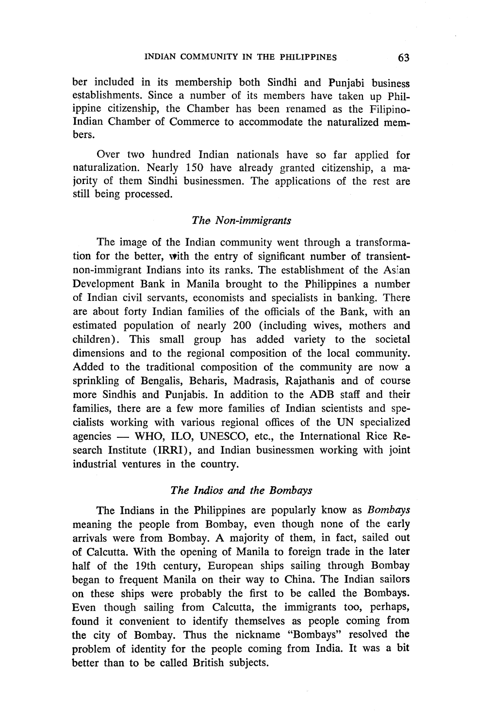ber included in its membership both Sindhi and Punjabi business establishments. Since a number of its members have taken up Philippine citizenship, the Chamber has been renamed as the Filipino-Indian Chamber of Commerce to accommodate the naturalized members.

Over two hundred Indian nationals have so far applied for naturalization. Nearly 150 have already granted citizenship, a majority of them Sindhi businessmen. The applications of the rest are still being processed.

### *The Non-immigrants*

The image of the Indian community went through a transformation for the better, with the entry of significant number of transient-non-immigrant Indians into its ranks. The establishment of the Asian Development Bank in Manila brought to the Philippines a number of Indian civil servants, economists and specialists in banking. There are about forty Indian families of the officials of the Bank, with an estimated population of nearly 200 (including wives, mothers and children). This small group has added variety to the societal dimensions and to the regional composition of the local community. Added to the traditional composition of the community are now a sprinkling of Bengalis, Beharis, Madrasis, Rajathanis and of course more Sindhis and Punjabis. In addition to the ADB staff and their families, there are a few more families of Indian scientists and specialists working with various regional offices of the UN specialized agencies — WHO, ILO, UNESCO, etc., the International Rice Research Institute (IRRI), and Indian businessmen working with joint industrial ventures in the country.

### *The Indios and the Bombays*

The Indians in the Philippines are popularly know as *Bombays* meaning the people from Bombay, even though none of the early arrivals were from Bombay. A majority of them, in fact, sailed out of Calcutta. With the opening of Manila to foreign trade in the later half of the 19th century, European ships sailing through Bombay began to frequent Manila on their way to China. The Indian sailors on these ships were probably the first to be called the Bombays. Even though sailing from Calcutta, the immigrants too, perhaps, found it convenient to identify themselves as people coming from the city of Bombay. Thus the nickname "Bombays" resolved the problem of identity for the people coming from India. It was a bit better than to be called British subjects.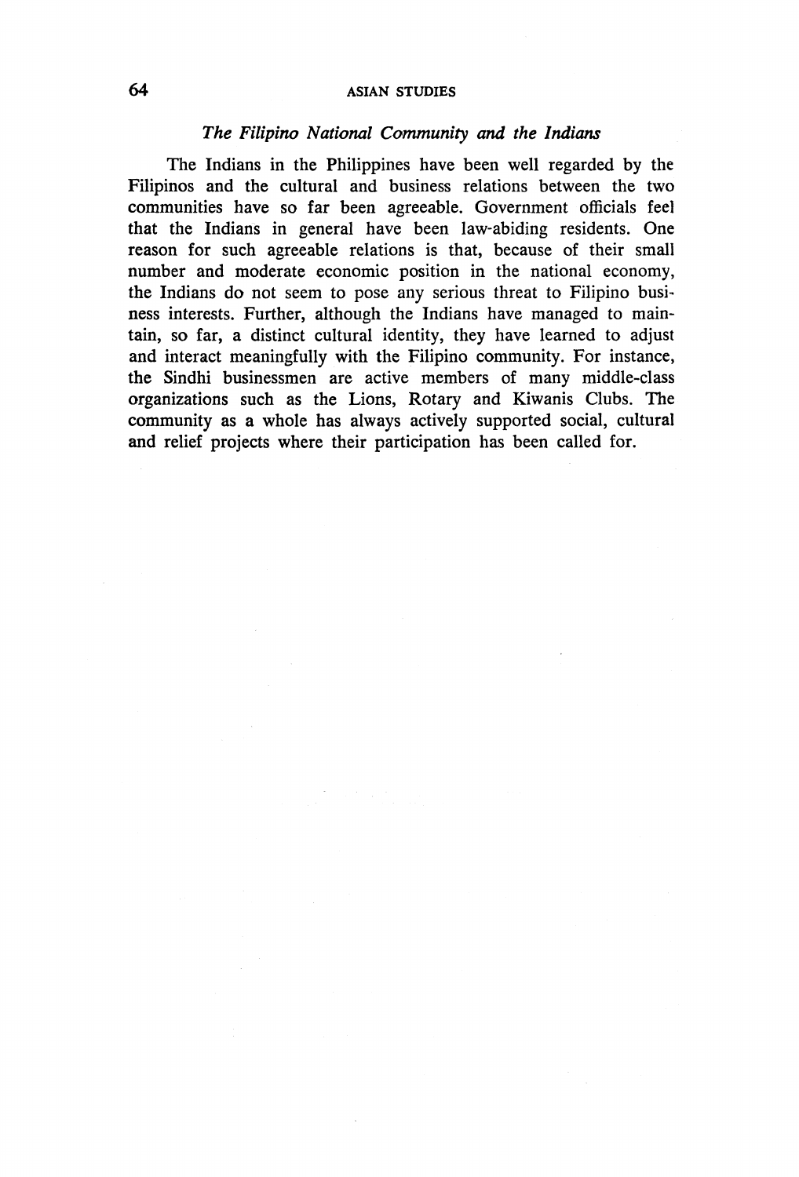### *The Filipino National Community and the Indians*

The Indians in the Philippines have been well regarded by the Filipinos and the cultural and business relations between the two communities have so far been agreeable. Government officials feel that the Indians in general have been law-abiding residents. One reason for such agreeable relations is that, because of their small number and moderate economic position in the national economy, the Indians do not seem to pose any serious threat to Filipino business interests. Further, although the Indians have managed to maintain, so far, a distinct cultural identity, they have learned to adjust and interact meaningfully with the Filipino community. For instance, the Sindhi businessmen are active members of many middle-class organizations such as the Lions, Rotary and Kiwanis Clubs. The community as a whole has always actively supported social, cultural and relief projects where their participation has been called for.